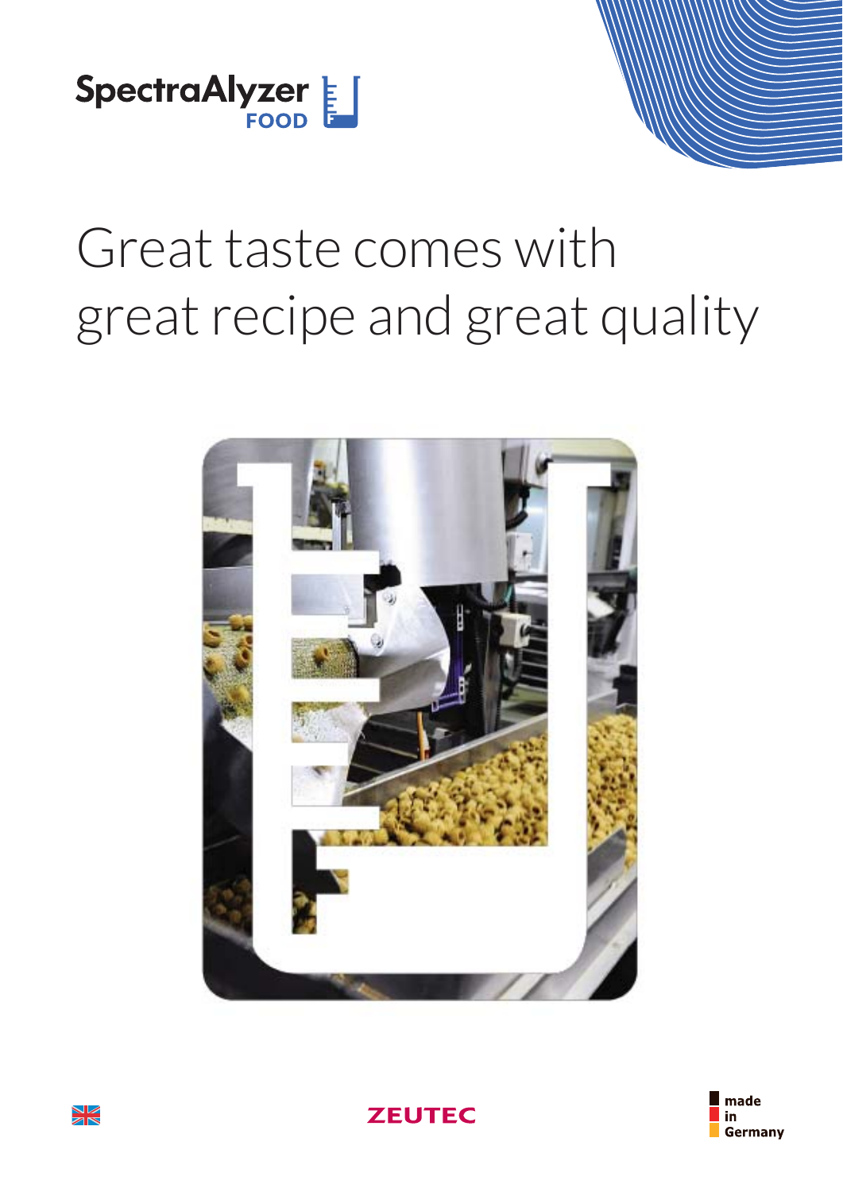SpectraAlyzer FOOD

# Great taste comes with great recipe and great quality

ZEUTEC

made in Germany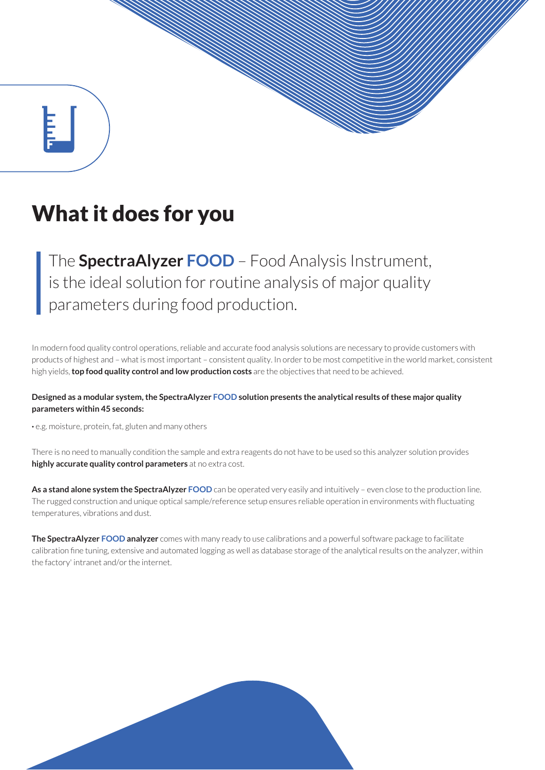# What it does for you

> The **SpectraAlyzer FOOD** – Food Analysis Instrument, is the ideal solution for routine analysis of major quality parameters during food production.

In modern food quality control operations, reliable and accurate food analysis solutions are necessary to provide customers with products of highest and – what is most important – consistent quality. In order to be most competitive in the world market, consistent high yields, **top food quality control and low production costs** are the objectives that need to be achieved.

**Designed as a modular system, the SpectraAlyzer FOOD solution presents the analytical results of these major quality parameters within 45 seconds:**

- e.g. moisture, protein, fat, gluten and many others

There is no need to manually condition the sample and extra reagents do not have to be used so this analyzer solution provides **highly accurate quality control parameters** at no extra cost.

**As a stand alone system the SpectraAlyzer FOOD** can be operated very easily and intuitively – even close to the production line. The rugged construction and unique optical sample/reference setup ensures reliable operation in environments with fluctuating temperatures, vibrations and dust.

**The SpectraAlyzer FOOD analyzer** comes with many ready to use calibrations and a powerful software package to facilitate calibration fine tuning, extensive and automated logging as well as database storage of the analytical results on the analyzer, within the factory' intranet and/or the internet.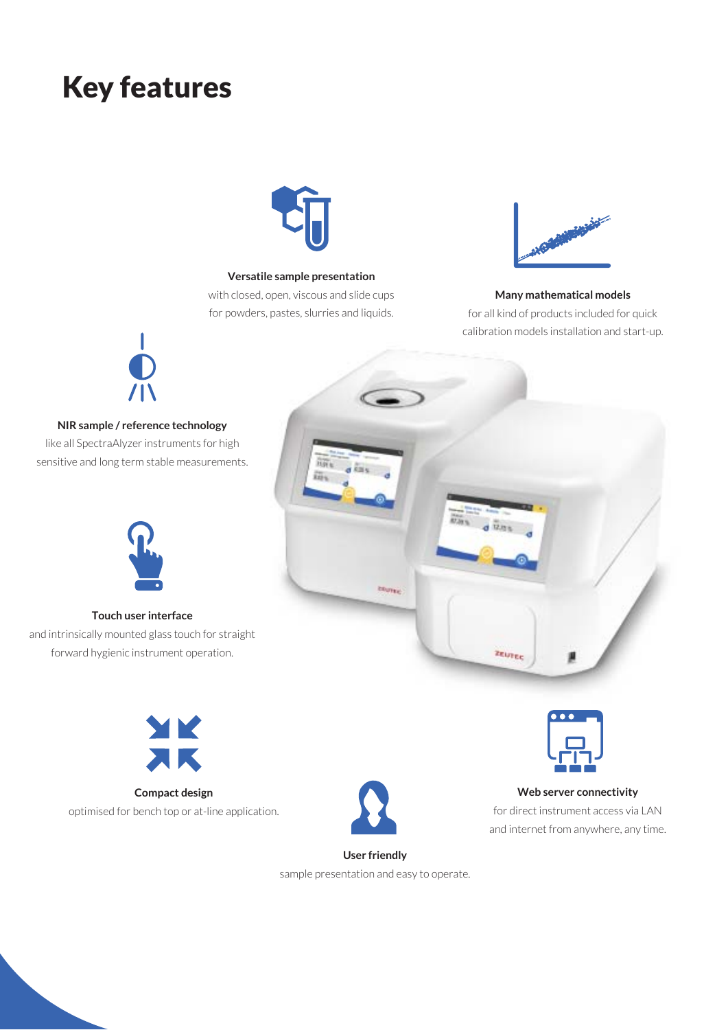# Key features

**Versatile sample presentation**
with closed, open, viscous and slide cups for powders, pastes, slurries and liquids.

**Many mathematical models**
for all kind of products included for quick calibration models installation and start-up.

**NIR sample / reference technology**
like all SpectraAlyzer instruments for high sensitive and long term stable measurements.

**Touch user interface**
and intrinsically mounted glass touch for straight forward hygienic instrument operation.

**Compact design**
optimised for bench top or at-line application.

**User friendly**
sample presentation and easy to operate.

**Web server connectivity**
for direct instrument access via LAN and internet from anywhere, any time.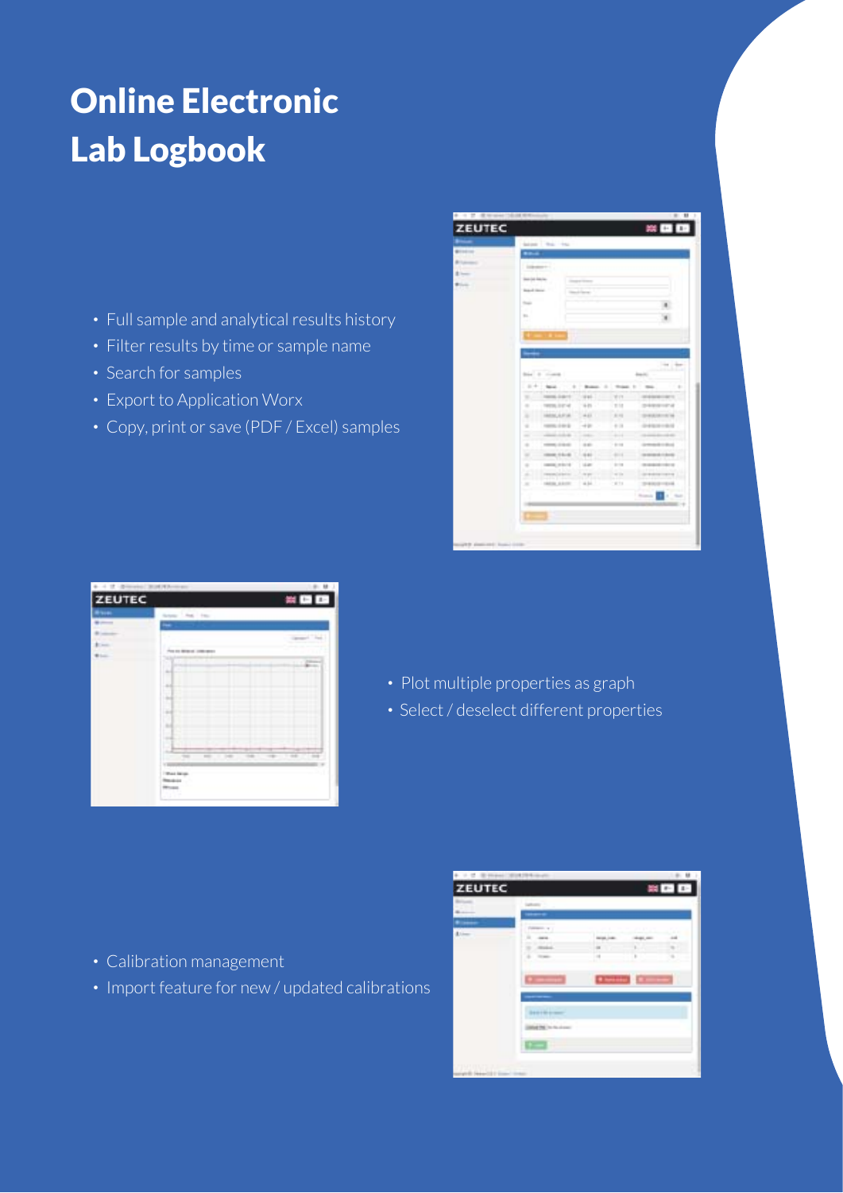# Online Electronic Lab Logbook

- Full sample and analytical results history
- Filter results by time or sample name
- Search for samples
- Export to Application Worx
- Copy, print or save (PDF / Excel) samples

- Plot multiple properties as graph
- Select / deselect different properties

- Calibration management
- Import feature for new / updated calibrations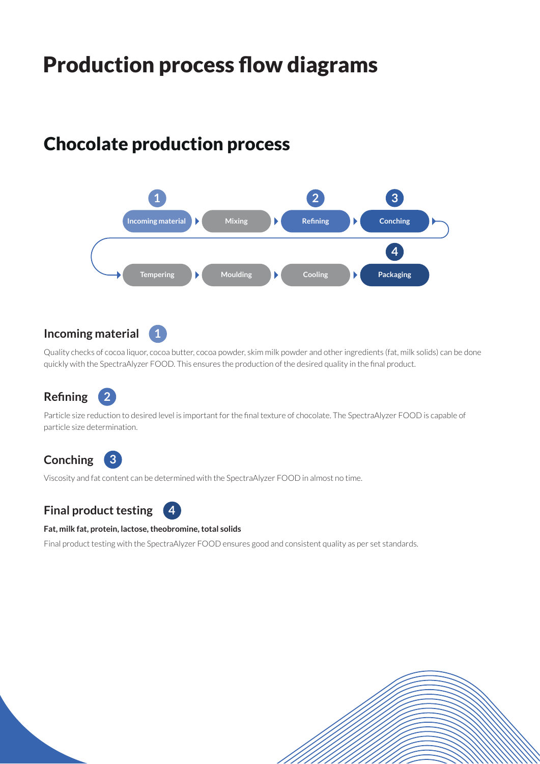# Production process flow diagrams

## Chocolate production process

1. Incoming material → Mixing → 2. Refining → 3. Conching → Tempering → Moulding → Cooling → 4. Packaging

### Incoming material 1

Quality checks of cocoa liquor, cocoa butter, cocoa powder, skim milk powder and other ingredients (fat, milk solids) can be done quickly with the SpectraAlyzer FOOD. This ensures the production of the desired quality in the final product.

### Refining 2

Particle size reduction to desired level is important for the final texture of chocolate. The SpectraAlyzer FOOD is capable of particle size determination.

### Conching 3

Viscosity and fat content can be determined with the SpectraAlyzer FOOD in almost no time.

### Final product testing 4

**Fat, milk fat, protein, lactose, theobromine, total solids**

Final product testing with the SpectraAlyzer FOOD ensures good and consistent quality as per set standards.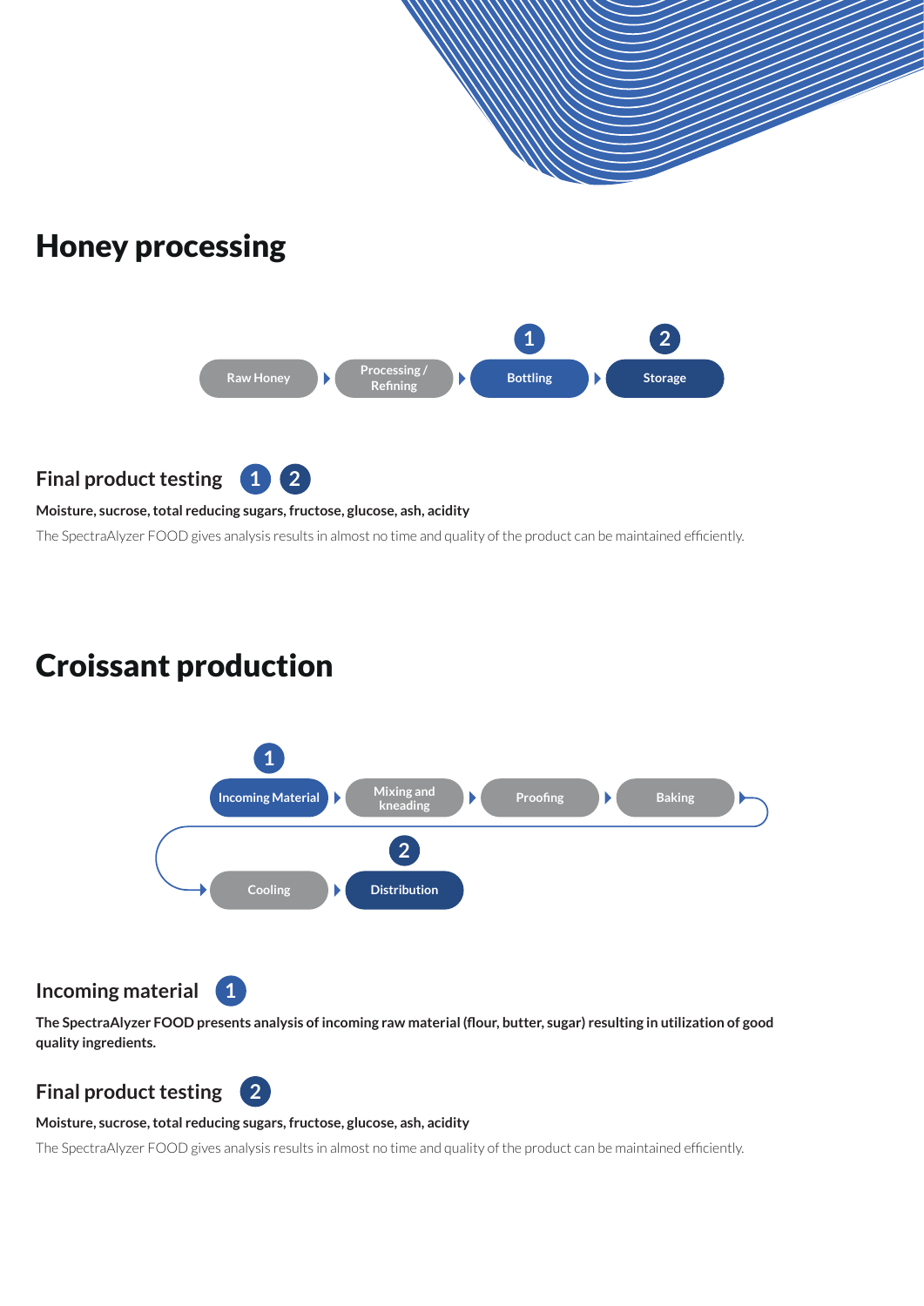# Honey processing

Raw Honey → Processing / Refining → Bottling (1) → Storage (2)

### Final product testing 1 2

**Moisture, sucrose, total reducing sugars, fructose, glucose, ash, acidity**

The SpectraAlyzer FOOD gives analysis results in almost no time and quality of the product can be maintained efficiently.

# Croissant production

Incoming Material (1) → Mixing and kneading → Proofing → Baking → Cooling → Distribution (2)

### Incoming material 1

**The SpectraAlyzer FOOD presents analysis of incoming raw material (flour, butter, sugar) resulting in utilization of good quality ingredients.**

### Final product testing 2

**Moisture, sucrose, total reducing sugars, fructose, glucose, ash, acidity**

The SpectraAlyzer FOOD gives analysis results in almost no time and quality of the product can be maintained efficiently.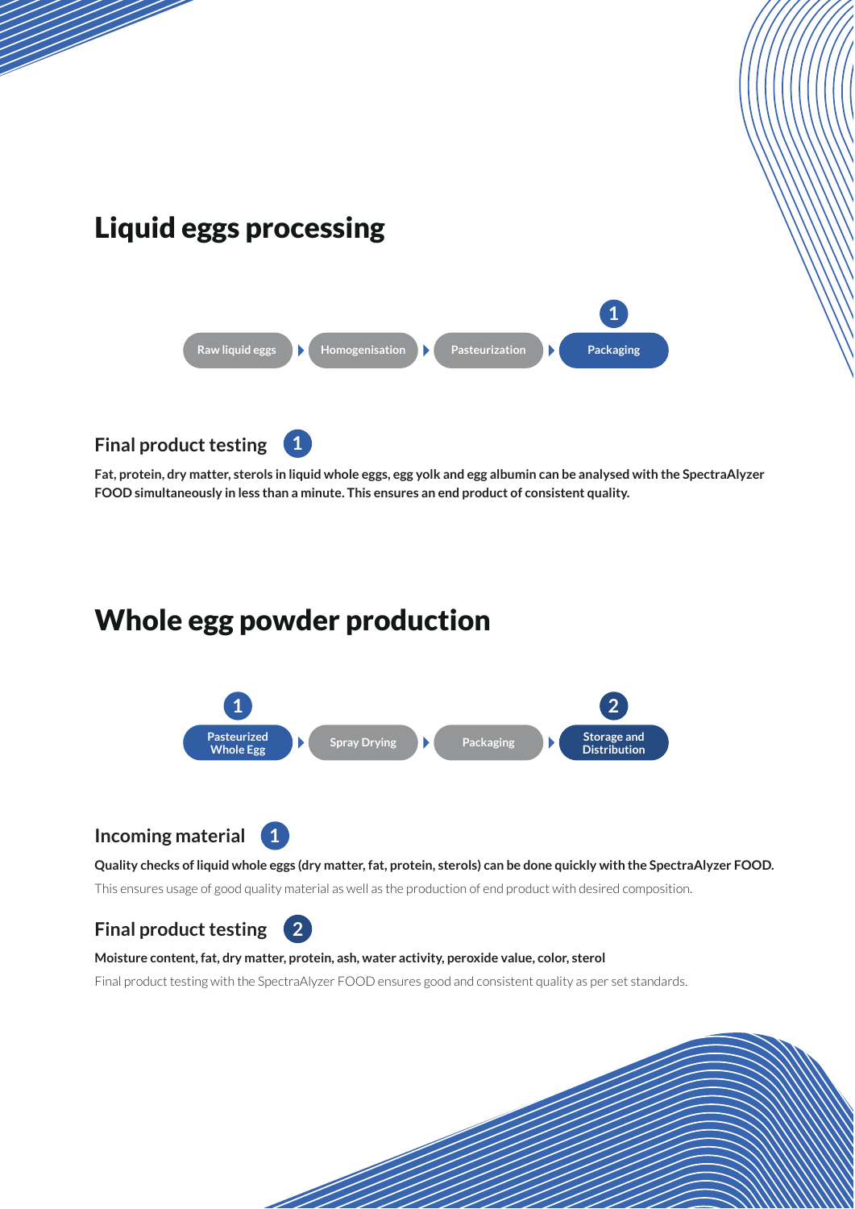# Liquid eggs processing

Raw liquid eggs → Homogenisation → Pasteurization → Packaging (1)

## Final product testing (1)

**Fat, protein, dry matter, sterols in liquid whole eggs, egg yolk and egg albumin can be analysed with the SpectraAlyzer FOOD simultaneously in less than a minute. This ensures an end product of consistent quality.**

# Whole egg powder production

Pasteurized Whole Egg (1) → Spray Drying → Packaging → Storage and Distribution (2)

## Incoming material (1)

**Quality checks of liquid whole eggs (dry matter, fat, protein, sterols) can be done quickly with the SpectraAlyzer FOOD.**

This ensures usage of good quality material as well as the production of end product with desired composition.

## Final product testing (2)

**Moisture content, fat, dry matter, protein, ash, water activity, peroxide value, color, sterol**

Final product testing with the SpectraAlyzer FOOD ensures good and consistent quality as per set standards.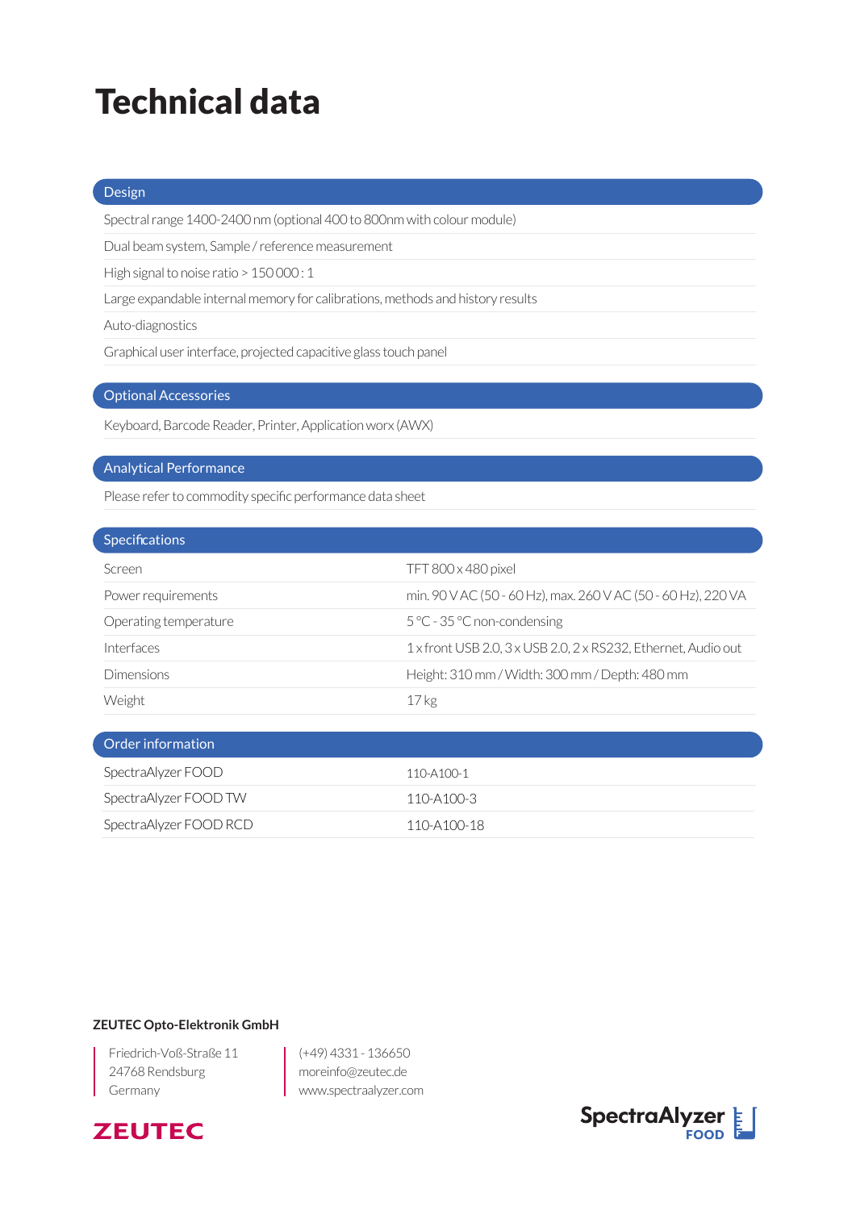# Technical data

## Design

- Spectral range 1400-2400 nm (optional 400 to 800nm with colour module)
- Dual beam system, Sample / reference measurement
- High signal to noise ratio > 150 000 : 1
- Large expandable internal memory for calibrations, methods and history results
- Auto-diagnostics
- Graphical user interface, projected capacitive glass touch panel

## Optional Accessories

Keyboard, Barcode Reader, Printer, Application worx (AWX)

## Analytical Performance

Please refer to commodity specific performance data sheet

## Specifications

| | |
|---|---|
| Screen | TFT 800 x 480 pixel |
| Power requirements | min. 90 V AC (50 - 60 Hz), max. 260 V AC (50 - 60 Hz), 220 VA |
| Operating temperature | 5 °C - 35 °C non-condensing |
| Interfaces | 1 x front USB 2.0, 3 x USB 2.0, 2 x RS232, Ethernet, Audio out |
| Dimensions | Height: 310 mm / Width: 300 mm / Depth: 480 mm |
| Weight | 17 kg |

## Order information

| | |
|---|---|
| SpectraAlyzer FOOD | 110-A100-1 |
| SpectraAlyzer FOOD TW | 110-A100-3 |
| SpectraAlyzer FOOD RCD | 110-A100-18 |

**ZEUTEC Opto-Elektronik GmbH**

Friedrich-Voß-Straße 11
24768 Rendsburg
Germany

(+49) 4331 - 136650
moreinfo@zeutec.de
www.spectraalyzer.com

ZEUTEC

SpectraAlyzer FOOD